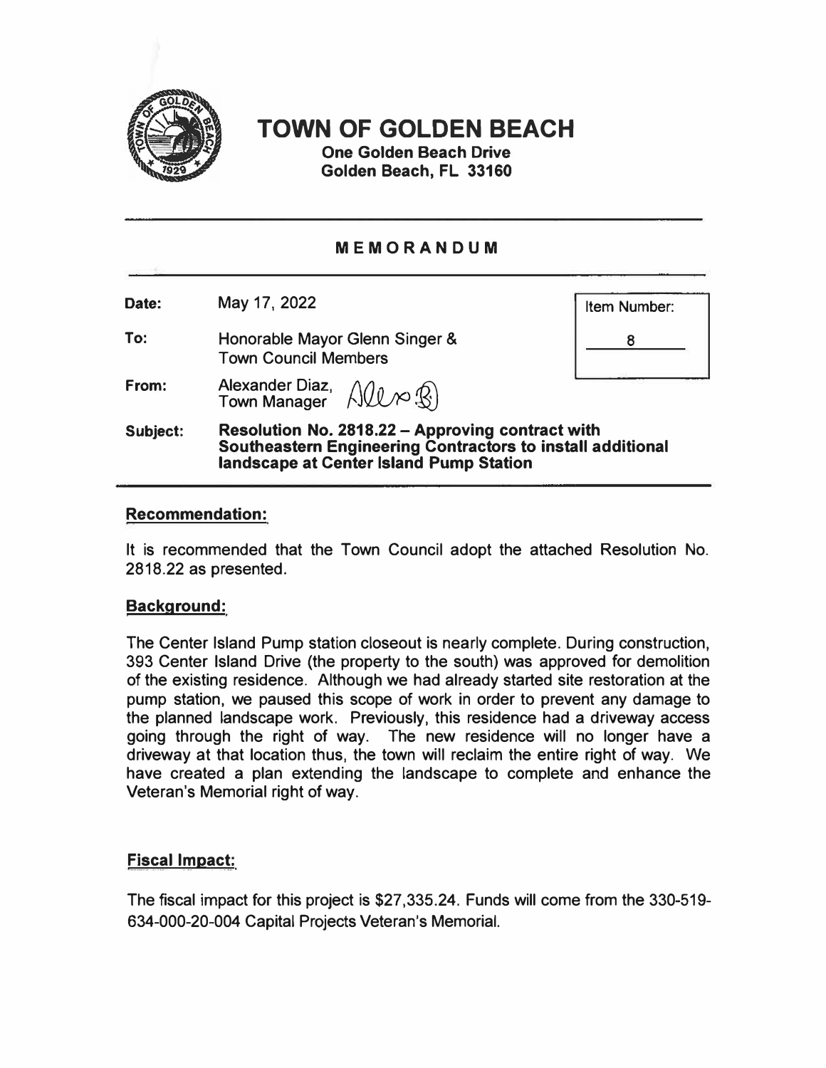# TOWN OF GOLDEN BEACH

**One Golden Beach Drive**
**Golden Beach, FL 33160**

## MEMORANDUM

| | | |
|---|---|---|
| **Date:** | May 17, 2022 | Item Number: 8 |
| **To:** | Honorable Mayor Glenn Singer & Town Council Members | |
| **From:** | Alexander Diaz, Town Manager | |
| **Subject:** | **Resolution No. 2818.22 – Approving contract with Southeastern Engineering Contractors to install additional landscape at Center Island Pump Station** | |

### Recommendation:

It is recommended that the Town Council adopt the attached Resolution No. 2818.22 as presented.

### Background:

The Center Island Pump station closeout is nearly complete. During construction, 393 Center Island Drive (the property to the south) was approved for demolition of the existing residence. Although we had already started site restoration at the pump station, we paused this scope of work in order to prevent any damage to the planned landscape work. Previously, this residence had a driveway access going through the right of way. The new residence will no longer have a driveway at that location thus, the town will reclaim the entire right of way. We have created a plan extending the landscape to complete and enhance the Veteran's Memorial right of way.

### Fiscal Impact:

The fiscal impact for this project is $27,335.24. Funds will come from the 330-519-634-000-20-004 Capital Projects Veteran's Memorial.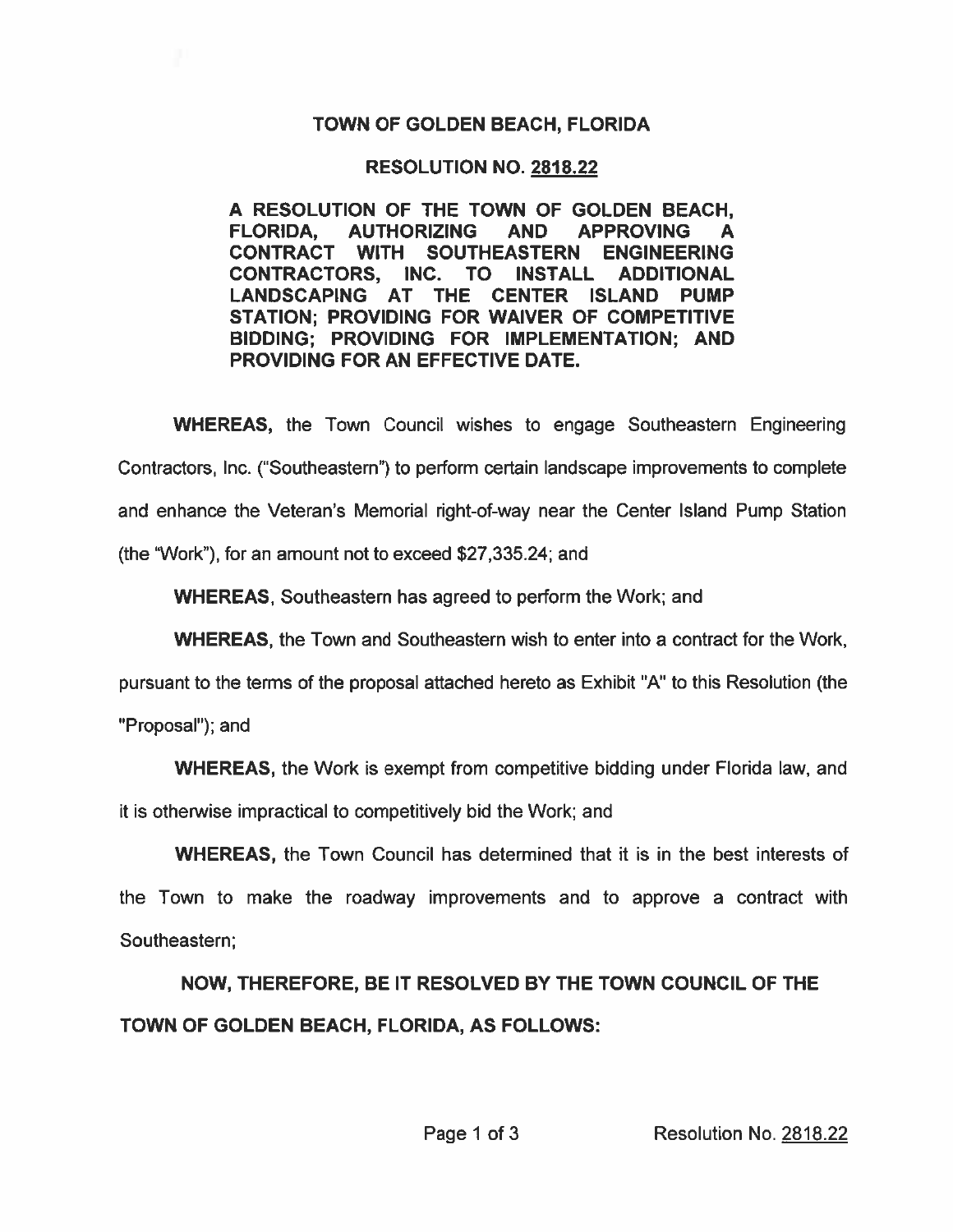# TOWN OF GOLDEN BEACH, FLORIDA

## RESOLUTION NO. 2818.22

**A RESOLUTION OF THE TOWN OF GOLDEN BEACH, FLORIDA, AUTHORIZING AND APPROVING A CONTRACT WITH SOUTHEASTERN ENGINEERING CONTRACTORS, INC. TO INSTALL ADDITIONAL LANDSCAPING AT THE CENTER ISLAND PUMP STATION; PROVIDING FOR WAIVER OF COMPETITIVE BIDDING; PROVIDING FOR IMPLEMENTATION; AND PROVIDING FOR AN EFFECTIVE DATE.**

**WHEREAS,** the Town Council wishes to engage Southeastern Engineering Contractors, Inc. ("Southeastern") to perform certain landscape improvements to complete and enhance the Veteran's Memorial right-of-way near the Center Island Pump Station (the "Work"), for an amount not to exceed $27,335.24; and

**WHEREAS**, Southeastern has agreed to perform the Work; and

**WHEREAS**, the Town and Southeastern wish to enter into a contract for the Work, pursuant to the terms of the proposal attached hereto as Exhibit "A" to this Resolution (the "Proposal"); and

**WHEREAS,** the Work is exempt from competitive bidding under Florida law, and it is otherwise impractical to competitively bid the Work; and

**WHEREAS,** the Town Council has determined that it is in the best interests of the Town to make the roadway improvements and to approve a contract with Southeastern;

**NOW, THEREFORE, BE IT RESOLVED BY THE TOWN COUNCIL OF THE TOWN OF GOLDEN BEACH, FLORIDA, AS FOLLOWS:**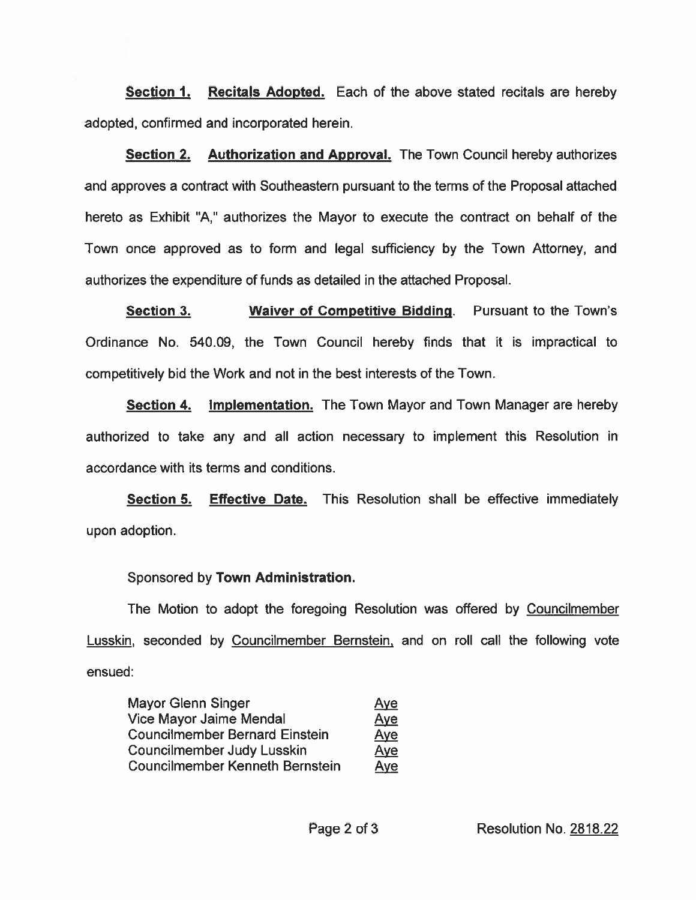**Section 1.** **Recitals Adopted.** Each of the above stated recitals are hereby adopted, confirmed and incorporated herein.

**Section 2.** **Authorization and Approval.** The Town Council hereby authorizes and approves a contract with Southeastern pursuant to the terms of the Proposal attached hereto as Exhibit "A," authorizes the Mayor to execute the contract on behalf of the Town once approved as to form and legal sufficiency by the Town Attorney, and authorizes the expenditure of funds as detailed in the attached Proposal.

**Section 3.** **Waiver of Competitive Bidding**. Pursuant to the Town's Ordinance No. 540.09, the Town Council hereby finds that it is impractical to competitively bid the Work and not in the best interests of the Town.

**Section 4.** **Implementation.** The Town Mayor and Town Manager are hereby authorized to take any and all action necessary to implement this Resolution in accordance with its terms and conditions.

**Section 5.** **Effective Date.** This Resolution shall be effective immediately upon adoption.

Sponsored by **Town Administration.**

The Motion to adopt the foregoing Resolution was offered by Councilmember Lusskin, seconded by Councilmember Bernstein, and on roll call the following vote ensued:

| | |
|---|---|
| Mayor Glenn Singer | Aye |
| Vice Mayor Jaime Mendal | Aye |
| Councilmember Bernard Einstein | Aye |
| Councilmember Judy Lusskin | Aye |
| Councilmember Kenneth Bernstein | Aye |

Resolution No. 2818.22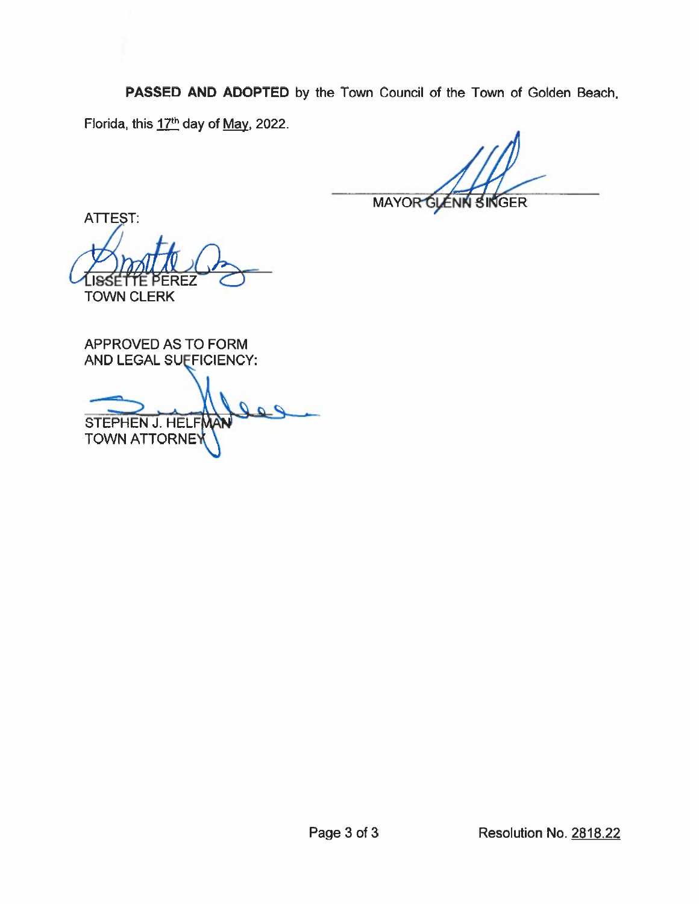**PASSED AND ADOPTED** by the Town Council of the Town of Golden Beach, Florida, this 17th day of May, 2022.

MAYOR GLENN SINGER

ATTEST:

LISSETTE PEREZ
TOWN CLERK

APPROVED AS TO FORM
AND LEGAL SUFFICIENCY:

STEPHEN J. HELFMAN
TOWN ATTORNEY

Resolution No. 2818.22